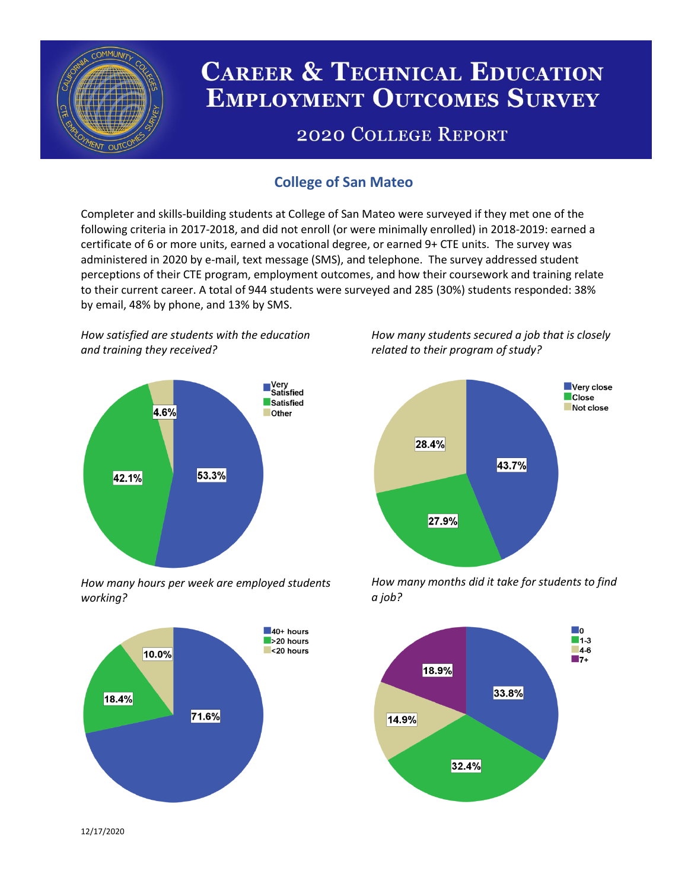# Career & Technical Education Employment Outcomes Survey

## 2020 College Report

### College of San Mateo

Completer and skills-building students at College of San Mateo were surveyed if they met one of the following criteria in 2017-2018, and did not enroll (or were minimally enrolled) in 2018-2019: earned a certificate of 6 or more units, earned a vocational degree, or earned 9+ CTE units. The survey was administered in 2020 by e-mail, text message (SMS), and telephone. The survey addressed student perceptions of their CTE program, employment outcomes, and how their coursework and training relate to their current career. A total of 944 students were surveyed and 285 (30%) students responded: 38% by email, 48% by phone, and 13% by SMS.

*How satisfied are students with the education and training they received?*

| Response | Percent |
|---|---|
| Very Satisfied | 53.3% |
| Satisfied | 42.1% |
| Other | 4.6% |

*How many students secured a job that is closely related to their program of study?*

| Response | Percent |
|---|---|
| Very close | 43.7% |
| Close | 27.9% |
| Not close | 28.4% |

*How many hours per week are employed students working?*

| Response | Percent |
|---|---|
| 40+ hours | 71.6% |
| >20 hours | 18.4% |
| <20 hours | 10.0% |

*How many months did it take for students to find a job?*

| Response | Percent |
|---|---|
| 0 | 33.8% |
| 1-3 | 32.4% |
| 4-6 | 14.9% |
| 7+ | 18.9% |

12/17/2020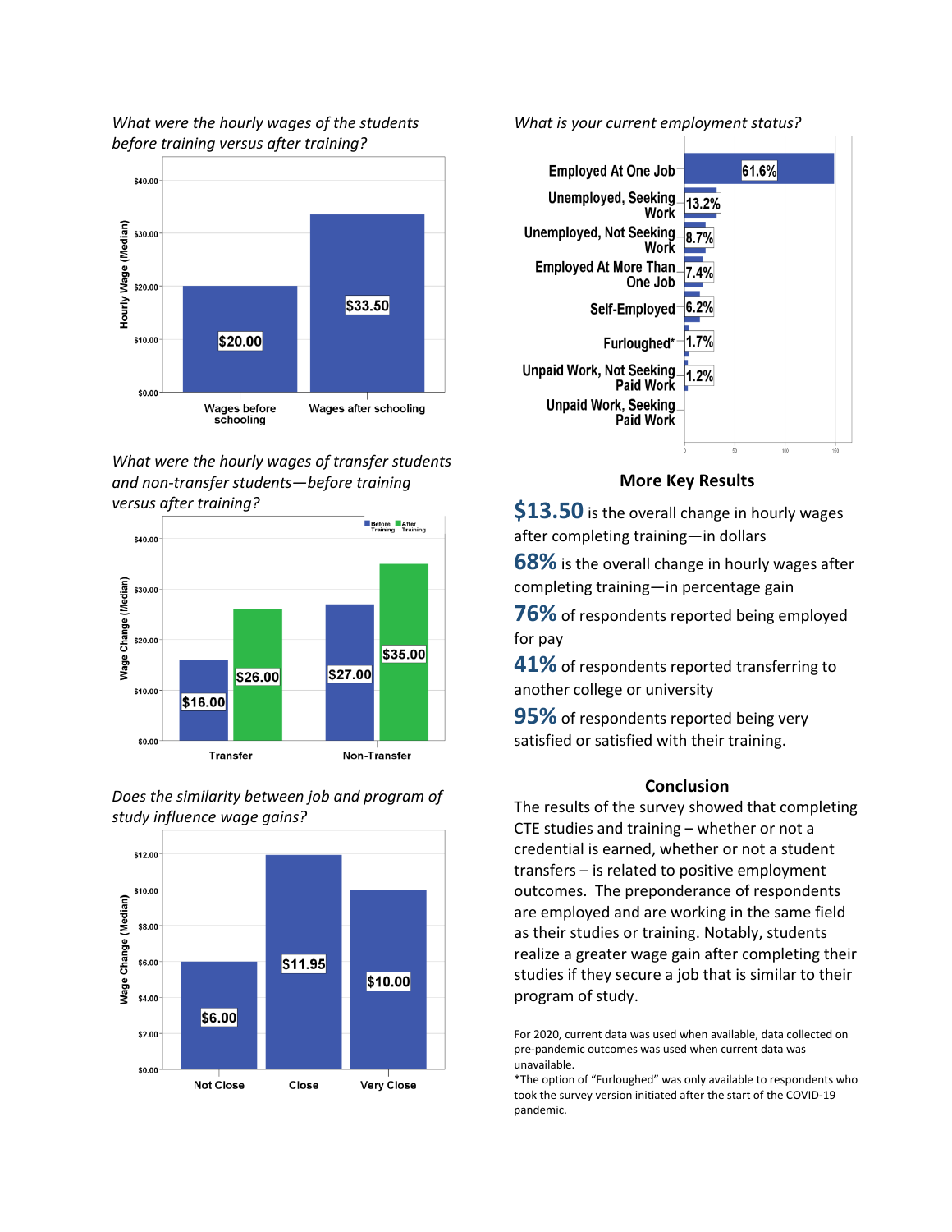*What were the hourly wages of the students before training versus after training?*

$40.00
$30.00
$20.00
$10.00
$0.00
Hourly Wage (Median)
$20.00
$33.50
Wages before schooling
Wages after schooling

*What were the hourly wages of transfer students and non-transfer students—before training versus after training?*

Before Training
After Training
$40.00
$30.00
$20.00
$10.00
$0.00
Wage Change (Median)
$16.00
$26.00
$27.00
$35.00
Transfer
Non-Transfer

*Does the similarity between job and program of study influence wage gains?*

$12.00
$10.00
$8.00
$6.00
$4.00
$2.00
$0.00
Wage Change (Median)
$6.00
$11.95
$10.00
Not Close
Close
Very Close

*What is your current employment status?*

Employed At One Job 61.6%
Unemployed, Seeking Work 13.2%
Unemployed, Not Seeking Work 8.7%
Employed At More Than One Job 7.4%
Self-Employed 6.2%
Furloughed* 1.7%
Unpaid Work, Not Seeking Paid Work 1.2%
Unpaid Work, Seeking Paid Work
0
50
100
150

## More Key Results

**$13.50** is the overall change in hourly wages after completing training—in dollars

**68%** is the overall change in hourly wages after completing training—in percentage gain

**76%** of respondents reported being employed for pay

**41%** of respondents reported transferring to another college or university

**95%** of respondents reported being very satisfied or satisfied with their training.

## Conclusion

The results of the survey showed that completing CTE studies and training – whether or not a credential is earned, whether or not a student transfers – is related to positive employment outcomes. The preponderance of respondents are employed and are working in the same field as their studies or training. Notably, students realize a greater wage gain after completing their studies if they secure a job that is similar to their program of study.

For 2020, current data was used when available, data collected on pre-pandemic outcomes was used when current data was unavailable.
*The option of "Furloughed" was only available to respondents who took the survey version initiated after the start of the COVID-19 pandemic.